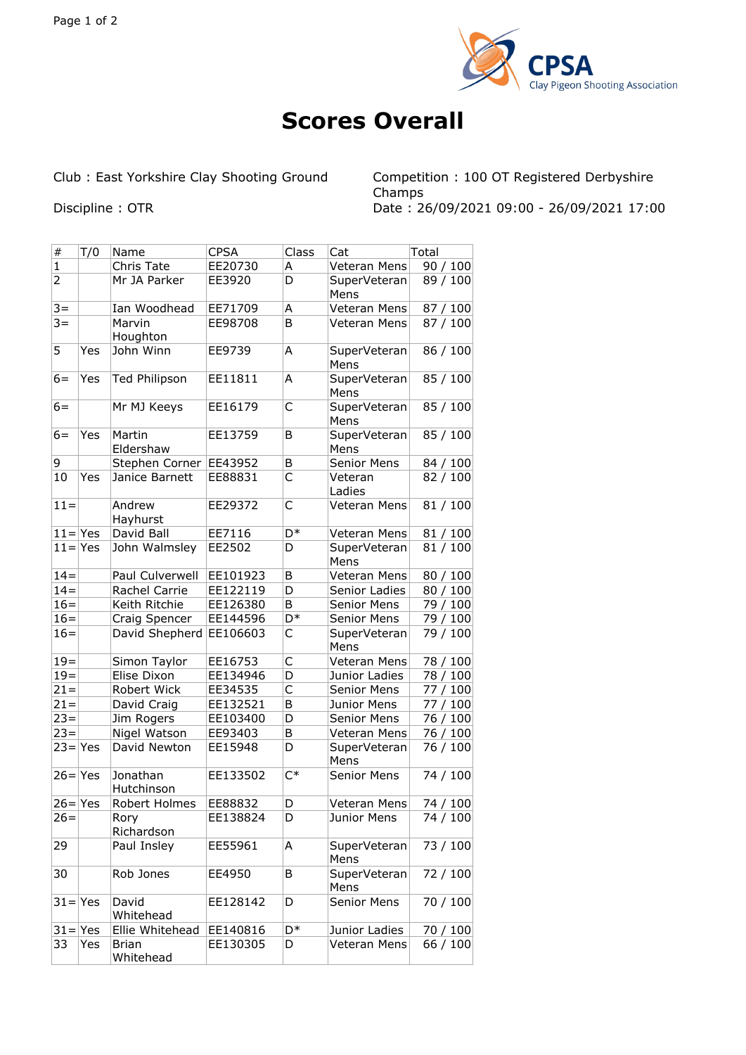# Scores Overall

Club : East Yorkshire Clay Shooting Ground

Discipline : OTR

Competition : 100 OT Registered Derbyshire Champs

Date : 26/09/2021 09:00 - 26/09/2021 17:00

| # | T/0 | Name | CPSA | Class | Cat | Total |
|---|---|---|---|---|---|---|
| 1 | | Chris Tate | EE20730 | A | Veteran Mens | 90 / 100 |
| 2 | | Mr JA Parker | EE3920 | D | SuperVeteran Mens | 89 / 100 |
| 3= | | Ian Woodhead | EE71709 | A | Veteran Mens | 87 / 100 |
| 3= | | Marvin Houghton | EE98708 | B | Veteran Mens | 87 / 100 |
| 5 | Yes | John Winn | EE9739 | A | SuperVeteran Mens | 86 / 100 |
| 6= | Yes | Ted Philipson | EE11811 | A | SuperVeteran Mens | 85 / 100 |
| 6= | | Mr MJ Keeys | EE16179 | C | SuperVeteran Mens | 85 / 100 |
| 6= | Yes | Martin Eldershaw | EE13759 | B | SuperVeteran Mens | 85 / 100 |
| 9 | | Stephen Corner | EE43952 | B | Senior Mens | 84 / 100 |
| 10 | Yes | Janice Barnett | EE88831 | C | Veteran Ladies | 82 / 100 |
| 11= | | Andrew Hayhurst | EE29372 | C | Veteran Mens | 81 / 100 |
| 11= | Yes | David Ball | EE7116 | D* | Veteran Mens | 81 / 100 |
| 11= | Yes | John Walmsley | EE2502 | D | SuperVeteran Mens | 81 / 100 |
| 14= | | Paul Culverwell | EE101923 | B | Veteran Mens | 80 / 100 |
| 14= | | Rachel Carrie | EE122119 | D | Senior Ladies | 80 / 100 |
| 16= | | Keith Ritchie | EE126380 | B | Senior Mens | 79 / 100 |
| 16= | | Craig Spencer | EE144596 | D* | Senior Mens | 79 / 100 |
| 16= | | David Shepherd | EE106603 | C | SuperVeteran Mens | 79 / 100 |
| 19= | | Simon Taylor | EE16753 | C | Veteran Mens | 78 / 100 |
| 19= | | Elise Dixon | EE134946 | D | Junior Ladies | 78 / 100 |
| 21= | | Robert Wick | EE34535 | C | Senior Mens | 77 / 100 |
| 21= | | David Craig | EE132521 | B | Junior Mens | 77 / 100 |
| 23= | | Jim Rogers | EE103400 | D | Senior Mens | 76 / 100 |
| 23= | | Nigel Watson | EE93403 | B | Veteran Mens | 76 / 100 |
| 23= | Yes | David Newton | EE15948 | D | SuperVeteran Mens | 76 / 100 |
| 26= | Yes | Jonathan Hutchinson | EE133502 | C* | Senior Mens | 74 / 100 |
| 26= | Yes | Robert Holmes | EE88832 | D | Veteran Mens | 74 / 100 |
| 26= | | Rory Richardson | EE138824 | D | Junior Mens | 74 / 100 |
| 29 | | Paul Insley | EE55961 | A | SuperVeteran Mens | 73 / 100 |
| 30 | | Rob Jones | EE4950 | B | SuperVeteran Mens | 72 / 100 |
| 31= | Yes | David Whitehead | EE128142 | D | Senior Mens | 70 / 100 |
| 31= | Yes | Ellie Whitehead | EE140816 | D* | Junior Ladies | 70 / 100 |
| 33 | Yes | Brian Whitehead | EE130305 | D | Veteran Mens | 66 / 100 |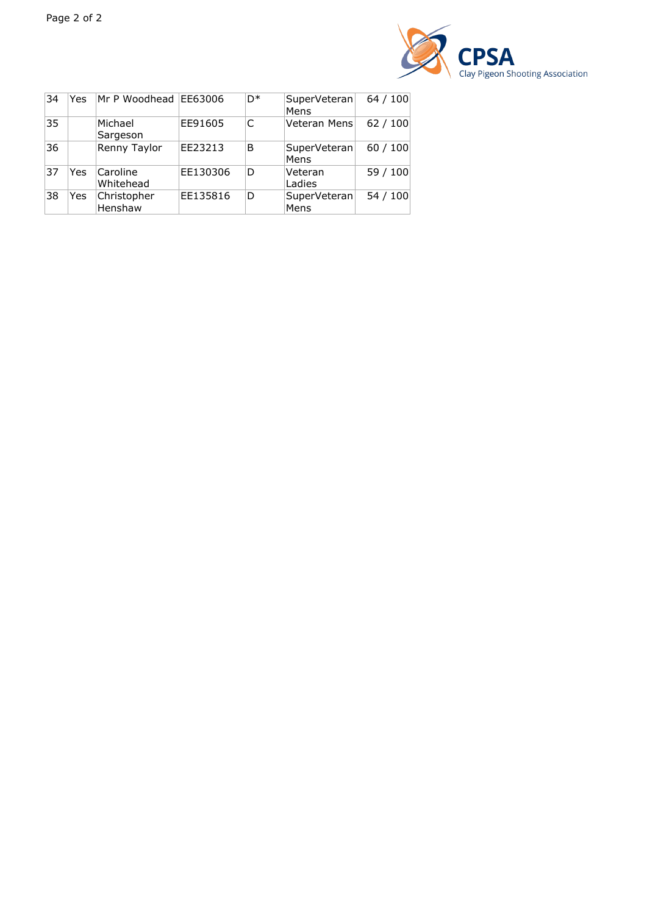| | | | | | | |
|---|---|---|---|---|---|---|
| 34 | Yes | Mr P Woodhead | EE63006 | D* | SuperVeteran Mens | 64 / 100 |
| 35 | | Michael Sargeson | EE91605 | C | Veteran Mens | 62 / 100 |
| 36 | | Renny Taylor | EE23213 | B | SuperVeteran Mens | 60 / 100 |
| 37 | Yes | Caroline Whitehead | EE130306 | D | Veteran Ladies | 59 / 100 |
| 38 | Yes | Christopher Henshaw | EE135816 | D | SuperVeteran Mens | 54 / 100 |